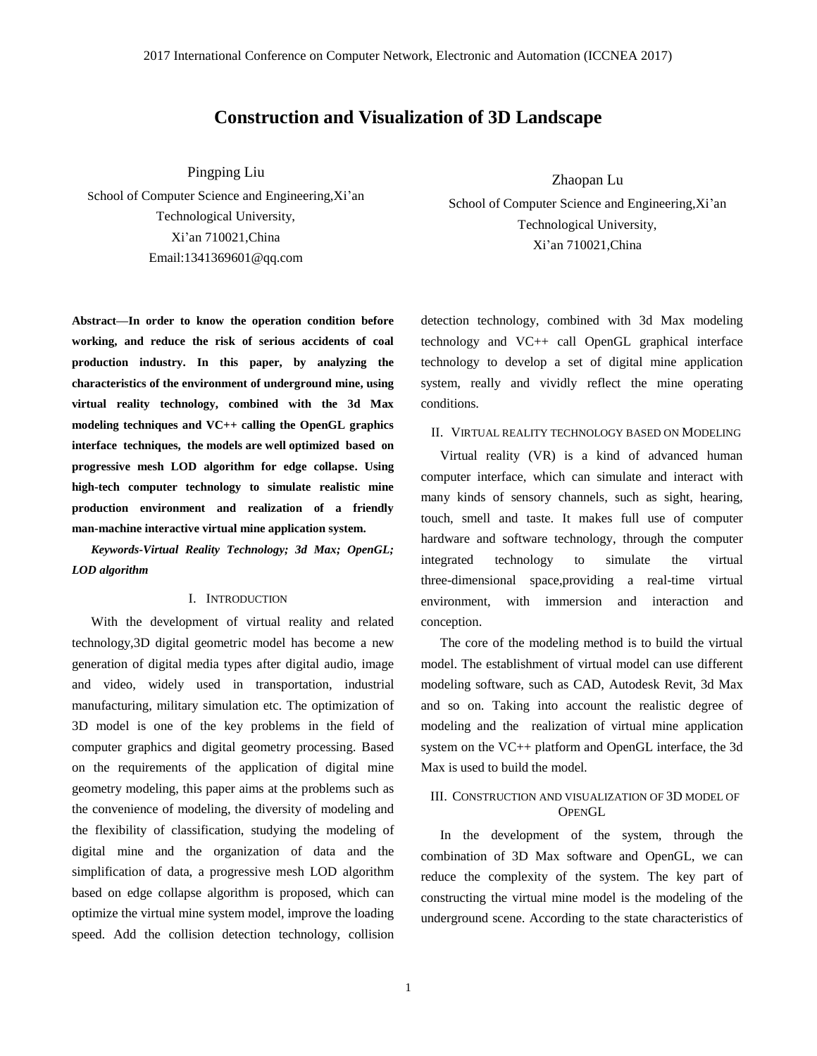# Construction and Visualization of 3D Landscape

Pingping Liu
School of Computer Science and Engineering,Xi'an Technological University,
Xi'an 710021,China
Email:1341369601@qq.com

Zhaopan Lu
School of Computer Science and Engineering,Xi'an Technological University,
Xi'an 710021,China

**Abstract—In order to know the operation condition before working, and reduce the risk of serious accidents of coal production industry. In this paper, by analyzing the characteristics of the environment of underground mine, using virtual reality technology, combined with the 3d Max modeling techniques and VC++ calling the OpenGL graphics interface techniques, the models are well optimized based on progressive mesh LOD algorithm for edge collapse. Using high-tech computer technology to simulate realistic mine production environment and realization of a friendly man-machine interactive virtual mine application system.**

***Keywords-Virtual Reality Technology; 3d Max; OpenGL; LOD algorithm***

## I. INTRODUCTION

With the development of virtual reality and related technology,3D digital geometric model has become a new generation of digital media types after digital audio, image and video, widely used in transportation, industrial manufacturing, military simulation etc. The optimization of 3D model is one of the key problems in the field of computer graphics and digital geometry processing. Based on the requirements of the application of digital mine geometry modeling, this paper aims at the problems such as the convenience of modeling, the diversity of modeling and the flexibility of classification, studying the modeling of digital mine and the organization of data and the simplification of data, a progressive mesh LOD algorithm based on edge collapse algorithm is proposed, which can optimize the virtual mine system model, improve the loading speed. Add the collision detection technology, collision detection technology, combined with 3d Max modeling technology and VC++ call OpenGL graphical interface technology to develop a set of digital mine application system, really and vividly reflect the mine operating conditions.

## II. VIRTUAL REALITY TECHNOLOGY BASED ON MODELING

Virtual reality (VR) is a kind of advanced human computer interface, which can simulate and interact with many kinds of sensory channels, such as sight, hearing, touch, smell and taste. It makes full use of computer hardware and software technology, through the computer integrated technology to simulate the virtual three-dimensional space,providing a real-time virtual environment, with immersion and interaction and conception.

The core of the modeling method is to build the virtual model. The establishment of virtual model can use different modeling software, such as CAD, Autodesk Revit, 3d Max and so on. Taking into account the realistic degree of modeling and the realization of virtual mine application system on the VC++ platform and OpenGL interface, the 3d Max is used to build the model.

## III. CONSTRUCTION AND VISUALIZATION OF 3D MODEL OF OPENGL

In the development of the system, through the combination of 3D Max software and OpenGL, we can reduce the complexity of the system. The key part of constructing the virtual mine model is the modeling of the underground scene. According to the state characteristics of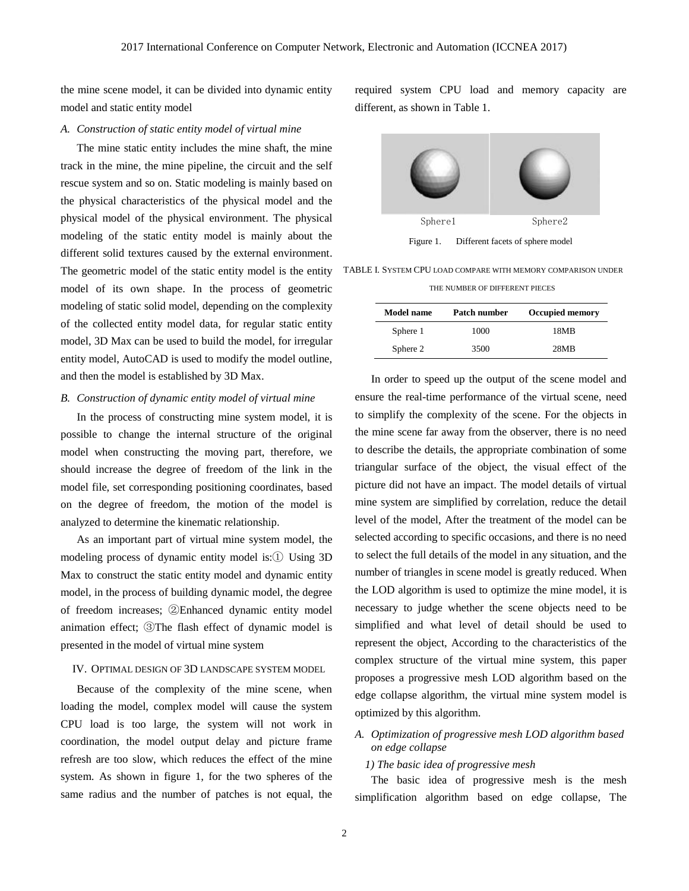the mine scene model, it can be divided into dynamic entity model and static entity model

### *A. Construction of static entity model of virtual mine*

The mine static entity includes the mine shaft, the mine track in the mine, the mine pipeline, the circuit and the self rescue system and so on. Static modeling is mainly based on the physical characteristics of the physical model and the physical model of the physical environment. The physical modeling of the static entity model is mainly about the different solid textures caused by the external environment. The geometric model of the static entity model is the entity model of its own shape. In the process of geometric modeling of static solid model, depending on the complexity of the collected entity model data, for regular static entity model, 3D Max can be used to build the model, for irregular entity model, AutoCAD is used to modify the model outline, and then the model is established by 3D Max.

### *B. Construction of dynamic entity model of virtual mine*

In the process of constructing mine system model, it is possible to change the internal structure of the original model when constructing the moving part, therefore, we should increase the degree of freedom of the link in the model file, set corresponding positioning coordinates, based on the degree of freedom, the motion of the model is analyzed to determine the kinematic relationship.

As an important part of virtual mine system model, the modeling process of dynamic entity model is:① Using 3D Max to construct the static entity model and dynamic entity model, in the process of building dynamic model, the degree of freedom increases; ②Enhanced dynamic entity model animation effect; ③The flash effect of dynamic model is presented in the model of virtual mine system

## IV. OPTIMAL DESIGN OF 3D LANDSCAPE SYSTEM MODEL

Because of the complexity of the mine scene, when loading the model, complex model will cause the system CPU load is too large, the system will not work in coordination, the model output delay and picture frame refresh are too slow, which reduces the effect of the mine system. As shown in figure 1, for the two spheres of the same radius and the number of patches is not equal, the required system CPU load and memory capacity are different, as shown in Table 1.

Sphere1 Sphere2

Figure 1. Different facets of sphere model

TABLE I. SYSTEM CPU LOAD COMPARE WITH MEMORY COMPARISON UNDER THE NUMBER OF DIFFERENT PIECES

| Model name | Patch number | Occupied memory |
|---|---|---|
| Sphere 1 | 1000 | 18MB |
| Sphere 2 | 3500 | 28MB |

In order to speed up the output of the scene model and ensure the real-time performance of the virtual scene, need to simplify the complexity of the scene. For the objects in the mine scene far away from the observer, there is no need to describe the details, the appropriate combination of some triangular surface of the object, the visual effect of the picture did not have an impact. The model details of virtual mine system are simplified by correlation, reduce the detail level of the model, After the treatment of the model can be selected according to specific occasions, and there is no need to select the full details of the model in any situation, and the number of triangles in scene model is greatly reduced. When the LOD algorithm is used to optimize the mine model, it is necessary to judge whether the scene objects need to be simplified and what level of detail should be used to represent the object, According to the characteristics of the complex structure of the virtual mine system, this paper proposes a progressive mesh LOD algorithm based on the edge collapse algorithm, the virtual mine system model is optimized by this algorithm.

### *A. Optimization of progressive mesh LOD algorithm based on edge collapse*

#### *1) The basic idea of progressive mesh*

The basic idea of progressive mesh is the mesh simplification algorithm based on edge collapse, The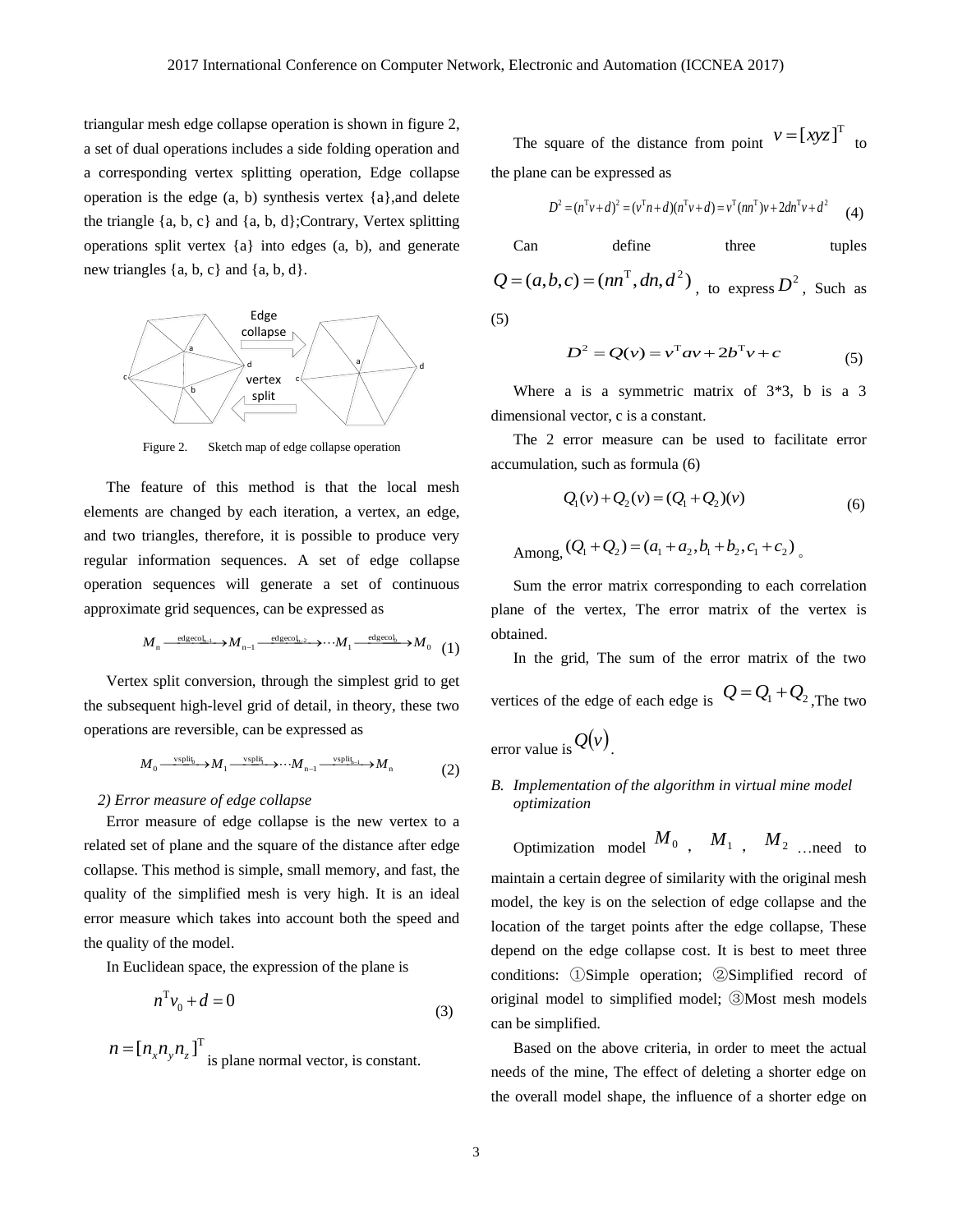triangular mesh edge collapse operation is shown in figure 2, a set of dual operations includes a side folding operation and a corresponding vertex splitting operation, Edge collapse operation is the edge (a, b) synthesis vertex {a},and delete the triangle {a, b, c} and {a, b, d};Contrary, Vertex splitting operations split vertex {a} into edges (a, b), and generate new triangles {a, b, c} and {a, b, d}.

Figure 2. Sketch map of edge collapse operation

The feature of this method is that the local mesh elements are changed by each iteration, a vertex, an edge, and two triangles, therefore, it is possible to produce very regular information sequences. A set of edge collapse operation sequences will generate a set of continuous approximate grid sequences, can be expressed as

$$M_n \xrightarrow{\text{edgecol}_{n-1}} M_{n-1} \xrightarrow{\text{edgecol}_{n-2}} \cdots M_1 \xrightarrow{\text{edgecol}_0} M_0 \quad (1)$$

Vertex split conversion, through the simplest grid to get the subsequent high-level grid of detail, in theory, these two operations are reversible, can be expressed as

$$M_0 \xrightarrow{\text{vsplit}_0} M_1 \xrightarrow{\text{vsplit}_1} \cdots M_{n-1} \xrightarrow{\text{vsplit}_{n-1}} M_n \quad (2)$$

*2) Error measure of edge collapse*

Error measure of edge collapse is the new vertex to a related set of plane and the square of the distance after edge collapse. This method is simple, small memory, and fast, the quality of the simplified mesh is very high. It is an ideal error measure which takes into account both the speed and the quality of the model.

In Euclidean space, the expression of the plane is

$$n^{\mathrm{T}} v_0 + d = 0 \quad (3)$$

$n = [n_x n_y n_z]^{\mathrm{T}}$ is plane normal vector, is constant.

The square of the distance from point $v = [xyz]^{\mathrm{T}}$ to the plane can be expressed as

$$D^2 = (n^{\mathrm{T}} v + d)^2 = (v^{\mathrm{T}} n + d)(n^{\mathrm{T}} v + d) = v^{\mathrm{T}} (nn^{\mathrm{T}}) v + 2dn^{\mathrm{T}} v + d^2 \quad (4)$$

Can define three tuples $Q = (a, b, c) = (nn^{\mathrm{T}}, dn, d^2)$, to express $D^2$, Such as (5)

$$D^2 = Q(v) = v^{\mathrm{T}} av + 2b^{\mathrm{T}} v + c \quad (5)$$

Where a is a symmetric matrix of 3*3, b is a 3 dimensional vector, c is a constant.

The 2 error measure can be used to facilitate error accumulation, such as formula (6)

$$Q_1(v) + Q_2(v) = (Q_1 + Q_2)(v) \quad (6)$$

Among, $(Q_1 + Q_2) = (a_1 + a_2, b_1 + b_2, c_1 + c_2)$。

Sum the error matrix corresponding to each correlation plane of the vertex, The error matrix of the vertex is obtained.

In the grid, The sum of the error matrix of the two vertices of the edge of each edge is $Q = Q_1 + Q_2$,The two error value is $Q(v)$.

## B. *Implementation of the algorithm in virtual mine model optimization*

Optimization model $M_0$, $M_1$, $M_2$ …need to maintain a certain degree of similarity with the original mesh model, the key is on the selection of edge collapse and the location of the target points after the edge collapse, These depend on the edge collapse cost. It is best to meet three conditions: ①Simple operation; ②Simplified record of original model to simplified model; ③Most mesh models can be simplified.

Based on the above criteria, in order to meet the actual needs of the mine, The effect of deleting a shorter edge on the overall model shape, the influence of a shorter edge on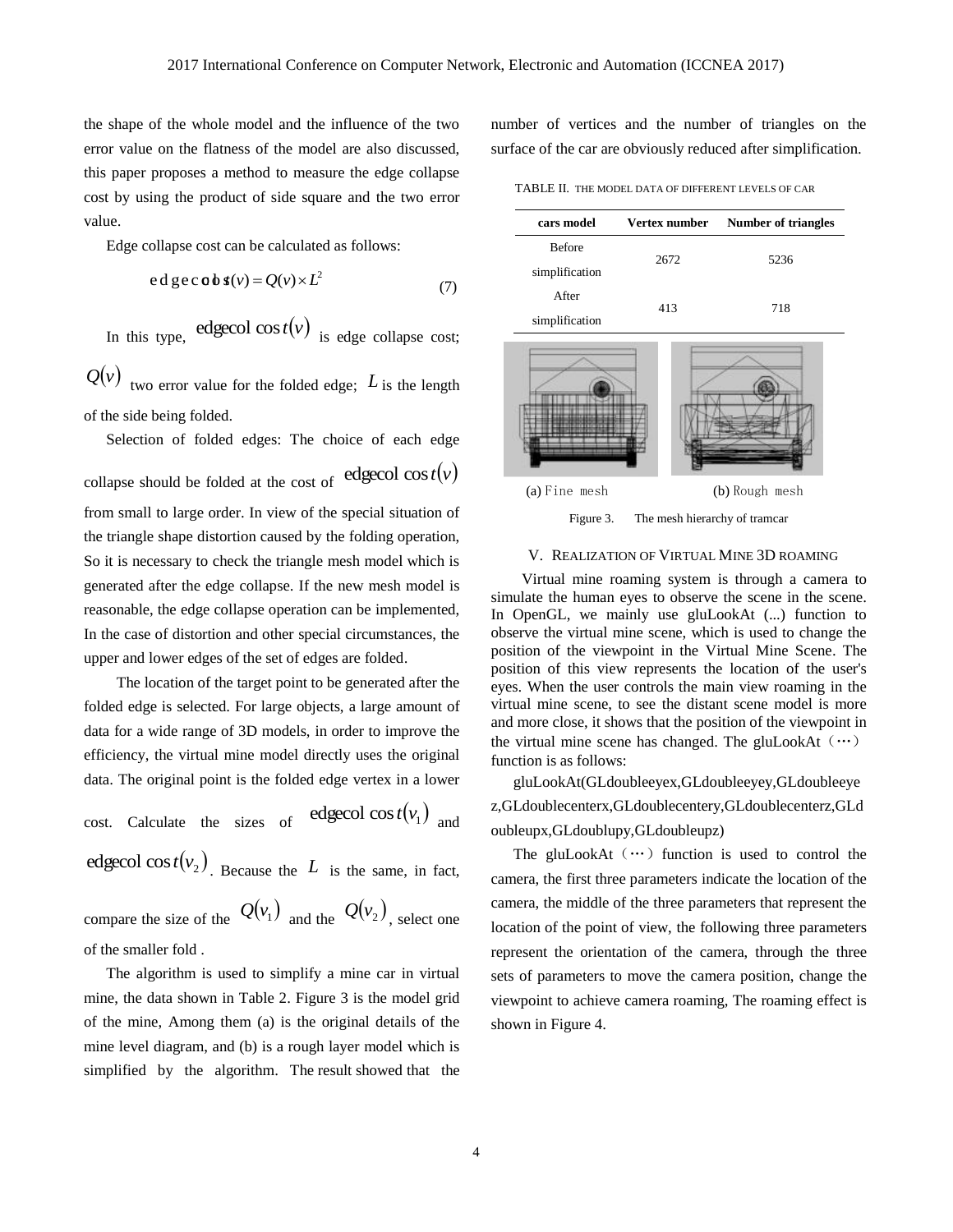the shape of the whole model and the influence of the two error value on the flatness of the model are also discussed, this paper proposes a method to measure the edge collapse cost by using the product of side square and the two error value.

Edge collapse cost can be calculated as follows:

$$\text{edgecolcost}(v) = Q(v) \times L^2 \tag{7}$$

In this type, $\text{edgecol}\cos t(v)$ is edge collapse cost; $Q(v)$ two error value for the folded edge; $L$ is the length of the side being folded.

Selection of folded edges: The choice of each edge collapse should be folded at the cost of $\text{edgecol}\cos t(v)$ from small to large order. In view of the special situation of the triangle shape distortion caused by the folding operation, So it is necessary to check the triangle mesh model which is generated after the edge collapse. If the new mesh model is reasonable, the edge collapse operation can be implemented, In the case of distortion and other special circumstances, the upper and lower edges of the set of edges are folded.

The location of the target point to be generated after the folded edge is selected. For large objects, a large amount of data for a wide range of 3D models, in order to improve the efficiency, the virtual mine model directly uses the original data. The original point is the folded edge vertex in a lower cost. Calculate the sizes of $\text{edgecol}\cos t(v_1)$ and $\text{edgecol}\cos t(v_2)$. Because the $L$ is the same, in fact, compare the size of the $Q(v_1)$ and the $Q(v_2)$, select one of the smaller fold .

The algorithm is used to simplify a mine car in virtual mine, the data shown in Table 2. Figure 3 is the model grid of the mine, Among them (a) is the original details of the mine level diagram, and (b) is a rough layer model which is simplified by the algorithm. The result showed that the number of vertices and the number of triangles on the surface of the car are obviously reduced after simplification.

TABLE II. THE MODEL DATA OF DIFFERENT LEVELS OF CAR

| cars model | Vertex number | Number of triangles |
|---|---|---|
| Before simplification | 2672 | 5236 |
| After simplification | 413 | 718 |

(a) Fine mesh (b) Rough mesh

Figure 3. The mesh hierarchy of tramcar

## V. REALIZATION OF VIRTUAL MINE 3D ROAMING

Virtual mine roaming system is through a camera to simulate the human eyes to observe the scene in the scene. In OpenGL, we mainly use gluLookAt (...) function to observe the virtual mine scene, which is used to change the position of the viewpoint in the Virtual Mine Scene. The position of this view represents the location of the user's eyes. When the user controls the main view roaming in the virtual mine scene, to see the distant scene model is more and more close, it shows that the position of the viewpoint in the virtual mine scene has changed. The gluLookAt（…）function is as follows:

gluLookAt(GLdoubleeyex,GLdoubleeyey,GLdoubleeyez,GLdoublecenterx,GLdoublecentery,GLdoublecenterz,GLdoubleupx,GLdoublupy,GLdoubleupz)

The gluLookAt（…）function is used to control the camera, the first three parameters indicate the location of the camera, the middle of the three parameters that represent the location of the point of view, the following three parameters represent the orientation of the camera, through the three sets of parameters to move the camera position, change the viewpoint to achieve camera roaming, The roaming effect is shown in Figure 4.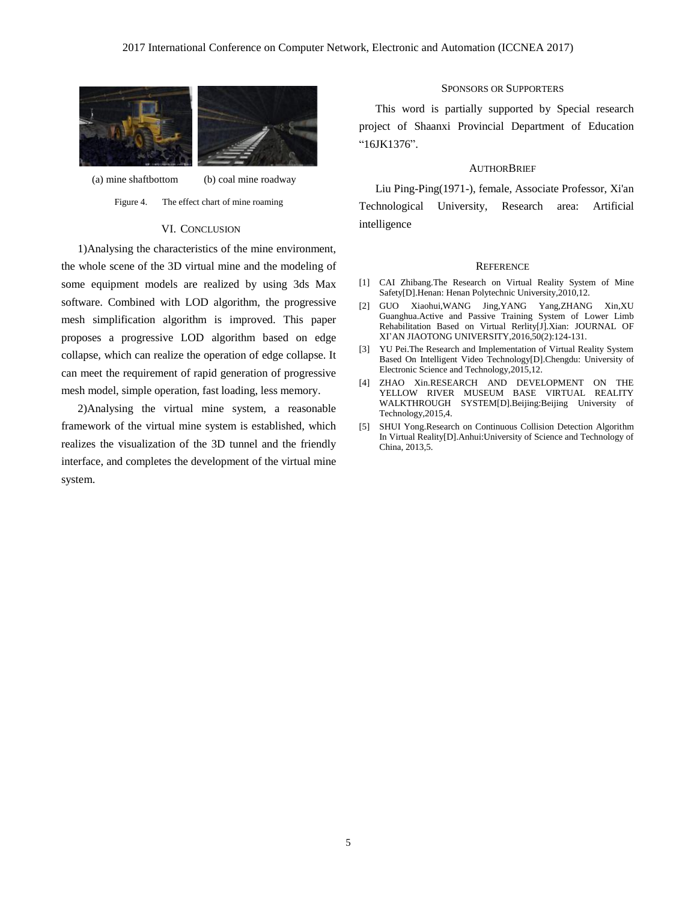(a) mine shaftbottom (b) coal mine roadway

Figure 4. The effect chart of mine roaming

## VI. CONCLUSION

1)Analysing the characteristics of the mine environment, the whole scene of the 3D virtual mine and the modeling of some equipment models are realized by using 3ds Max software. Combined with LOD algorithm, the progressive mesh simplification algorithm is improved. This paper proposes a progressive LOD algorithm based on edge collapse, which can realize the operation of edge collapse. It can meet the requirement of rapid generation of progressive mesh model, simple operation, fast loading, less memory.

2)Analysing the virtual mine system, a reasonable framework of the virtual mine system is established, which realizes the visualization of the 3D tunnel and the friendly interface, and completes the development of the virtual mine system.

## SPONSORS OR SUPPORTERS

This word is partially supported by Special research project of Shaanxi Provincial Department of Education "16JK1376".

## AUTHORBRIEF

Liu Ping-Ping(1971-), female, Associate Professor, Xi'an Technological University, Research area: Artificial intelligence

## REFERENCE

[1] CAI Zhibang.The Research on Virtual Reality System of Mine Safety[D].Henan: Henan Polytechnic University,2010,12.

[2] GUO Xiaohui,WANG Jing,YANG Yang,ZHANG Xin,XU Guanghua.Active and Passive Training System of Lower Limb Rehabilitation Based on Virtual Rerlity[J].Xian: JOURNAL OF XI'AN JIAOTONG UNIVERSITY,2016,50(2):124-131.

[3] YU Pei.The Research and Implementation of Virtual Reality System Based On Intelligent Video Technology[D].Chengdu: University of Electronic Science and Technology,2015,12.

[4] ZHAO Xin.RESEARCH AND DEVELOPMENT ON THE YELLOW RIVER MUSEUM BASE VIRTUAL REALITY WALKTHROUGH SYSTEM[D].Beijing:Beijing University of Technology,2015,4.

[5] SHUI Yong.Research on Continuous Collision Detection Algorithm In Virtual Reality[D].Anhui:University of Science and Technology of China, 2013,5.